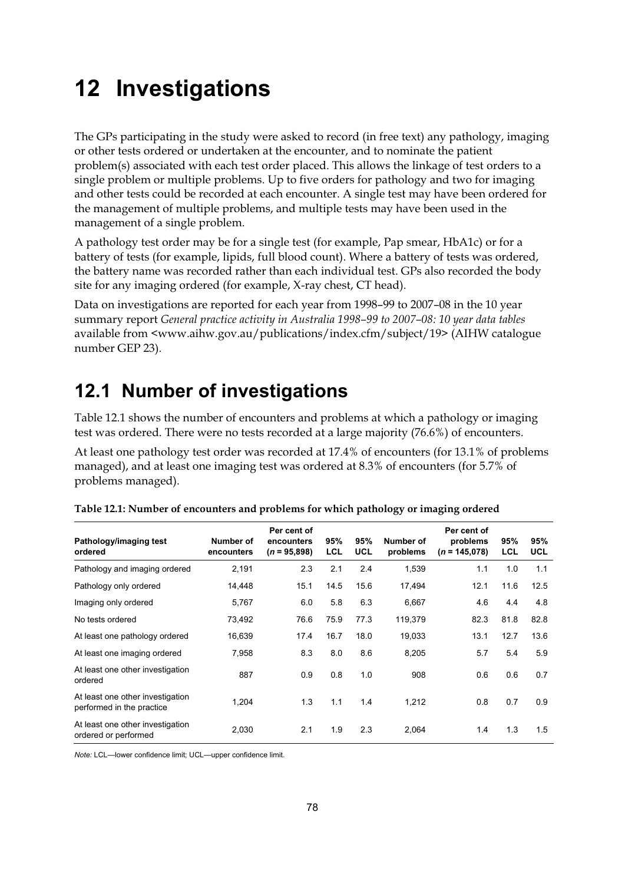# 12 Investigations

The GPs participating in the study were asked to record (in free text) any pathology, imaging or other tests ordered or undertaken at the encounter, and to nominate the patient problem(s) associated with each test order placed. This allows the linkage of test orders to a single problem or multiple problems. Up to five orders for pathology and two for imaging and other tests could be recorded at each encounter. A single test may have been ordered for the management of multiple problems, and multiple tests may have been used in the management of a single problem.

A pathology test order may be for a single test (for example, Pap smear, HbA1c) or for a battery of tests (for example, lipids, full blood count). Where a battery of tests was ordered, the battery name was recorded rather than each individual test. GPs also recorded the body site for any imaging ordered (for example, X-ray chest, CT head).

Data on investigations are reported for each year from 1998–99 to 2007–08 in the 10 year summary report *General practice activity in Australia 1998–99 to 2007–08: 10 year data tables* available from <www.aihw.gov.au/publications/index.cfm/subject/19> (AIHW catalogue number GEP 23).

## 12.1 Number of investigations

Table 12.1 shows the number of encounters and problems at which a pathology or imaging test was ordered. There were no tests recorded at a large majority (76.6%) of encounters.

At least one pathology test order was recorded at 17.4% of encounters (for 13.1% of problems managed), and at least one imaging test was ordered at 8.3% of encounters (for 5.7% of problems managed).

**Table 12.1: Number of encounters and problems for which pathology or imaging ordered**

| Pathology/imaging test ordered | Number of encounters | Per cent of encounters (*n* = 95,898) | 95% LCL | 95% UCL | Number of problems | Per cent of problems (*n* = 145,078) | 95% LCL | 95% UCL |
|---|---|---|---|---|---|---|---|---|
| Pathology and imaging ordered | 2,191 | 2.3 | 2.1 | 2.4 | 1,539 | 1.1 | 1.0 | 1.1 |
| Pathology only ordered | 14,448 | 15.1 | 14.5 | 15.6 | 17,494 | 12.1 | 11.6 | 12.5 |
| Imaging only ordered | 5,767 | 6.0 | 5.8 | 6.3 | 6,667 | 4.6 | 4.4 | 4.8 |
| No tests ordered | 73,492 | 76.6 | 75.9 | 77.3 | 119,379 | 82.3 | 81.8 | 82.8 |
| At least one pathology ordered | 16,639 | 17.4 | 16.7 | 18.0 | 19,033 | 13.1 | 12.7 | 13.6 |
| At least one imaging ordered | 7,958 | 8.3 | 8.0 | 8.6 | 8,205 | 5.7 | 5.4 | 5.9 |
| At least one other investigation ordered | 887 | 0.9 | 0.8 | 1.0 | 908 | 0.6 | 0.6 | 0.7 |
| At least one other investigation performed in the practice | 1,204 | 1.3 | 1.1 | 1.4 | 1,212 | 0.8 | 0.7 | 0.9 |
| At least one other investigation ordered or performed | 2,030 | 2.1 | 1.9 | 2.3 | 2,064 | 1.4 | 1.3 | 1.5 |

*Note:* LCL—lower confidence limit; UCL—upper confidence limit.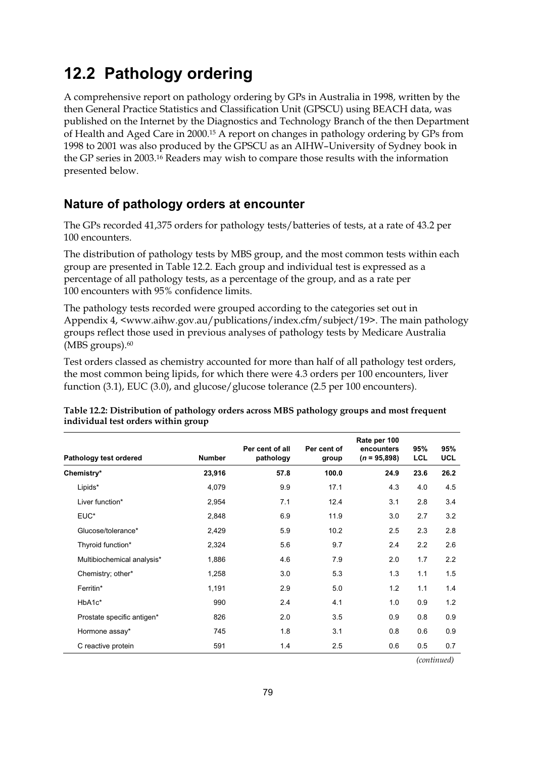# 12.2 Pathology ordering

A comprehensive report on pathology ordering by GPs in Australia in 1998, written by the then General Practice Statistics and Classification Unit (GPSCU) using BEACH data, was published on the Internet by the Diagnostics and Technology Branch of the then Department of Health and Aged Care in 2000.[15] A report on changes in pathology ordering by GPs from 1998 to 2001 was also produced by the GPSCU as an AIHW–University of Sydney book in the GP series in 2003.[16] Readers may wish to compare those results with the information presented below.

## Nature of pathology orders at encounter

The GPs recorded 41,375 orders for pathology tests/batteries of tests, at a rate of 43.2 per 100 encounters.

The distribution of pathology tests by MBS group, and the most common tests within each group are presented in Table 12.2. Each group and individual test is expressed as a percentage of all pathology tests, as a percentage of the group, and as a rate per 100 encounters with 95% confidence limits.

The pathology tests recorded were grouped according to the categories set out in Appendix 4, <www.aihw.gov.au/publications/index.cfm/subject/19>. The main pathology groups reflect those used in previous analyses of pathology tests by Medicare Australia (MBS groups).[60]

Test orders classed as chemistry accounted for more than half of all pathology test orders, the most common being lipids, for which there were 4.3 orders per 100 encounters, liver function (3.1), EUC (3.0), and glucose/glucose tolerance (2.5 per 100 encounters).

**Table 12.2: Distribution of pathology orders across MBS pathology groups and most frequent individual test orders within group**

| Pathology test ordered | Number | Per cent of all pathology | Per cent of group | Rate per 100 encounters (*n* = 95,898) | 95% LCL | 95% UCL |
|---|---|---|---|---|---|---|
| **Chemistry*** | **23,916** | **57.8** | **100.0** | **24.9** | **23.6** | **26.2** |
| Lipids* | 4,079 | 9.9 | 17.1 | 4.3 | 4.0 | 4.5 |
| Liver function* | 2,954 | 7.1 | 12.4 | 3.1 | 2.8 | 3.4 |
| EUC* | 2,848 | 6.9 | 11.9 | 3.0 | 2.7 | 3.2 |
| Glucose/tolerance* | 2,429 | 5.9 | 10.2 | 2.5 | 2.3 | 2.8 |
| Thyroid function* | 2,324 | 5.6 | 9.7 | 2.4 | 2.2 | 2.6 |
| Multibiochemical analysis* | 1,886 | 4.6 | 7.9 | 2.0 | 1.7 | 2.2 |
| Chemistry; other* | 1,258 | 3.0 | 5.3 | 1.3 | 1.1 | 1.5 |
| Ferritin* | 1,191 | 2.9 | 5.0 | 1.2 | 1.1 | 1.4 |
| HbA1c* | 990 | 2.4 | 4.1 | 1.0 | 0.9 | 1.2 |
| Prostate specific antigen* | 826 | 2.0 | 3.5 | 0.9 | 0.8 | 0.9 |
| Hormone assay* | 745 | 1.8 | 3.1 | 0.8 | 0.6 | 0.9 |
| C reactive protein | 591 | 1.4 | 2.5 | 0.6 | 0.5 | 0.7 |

*(continued)*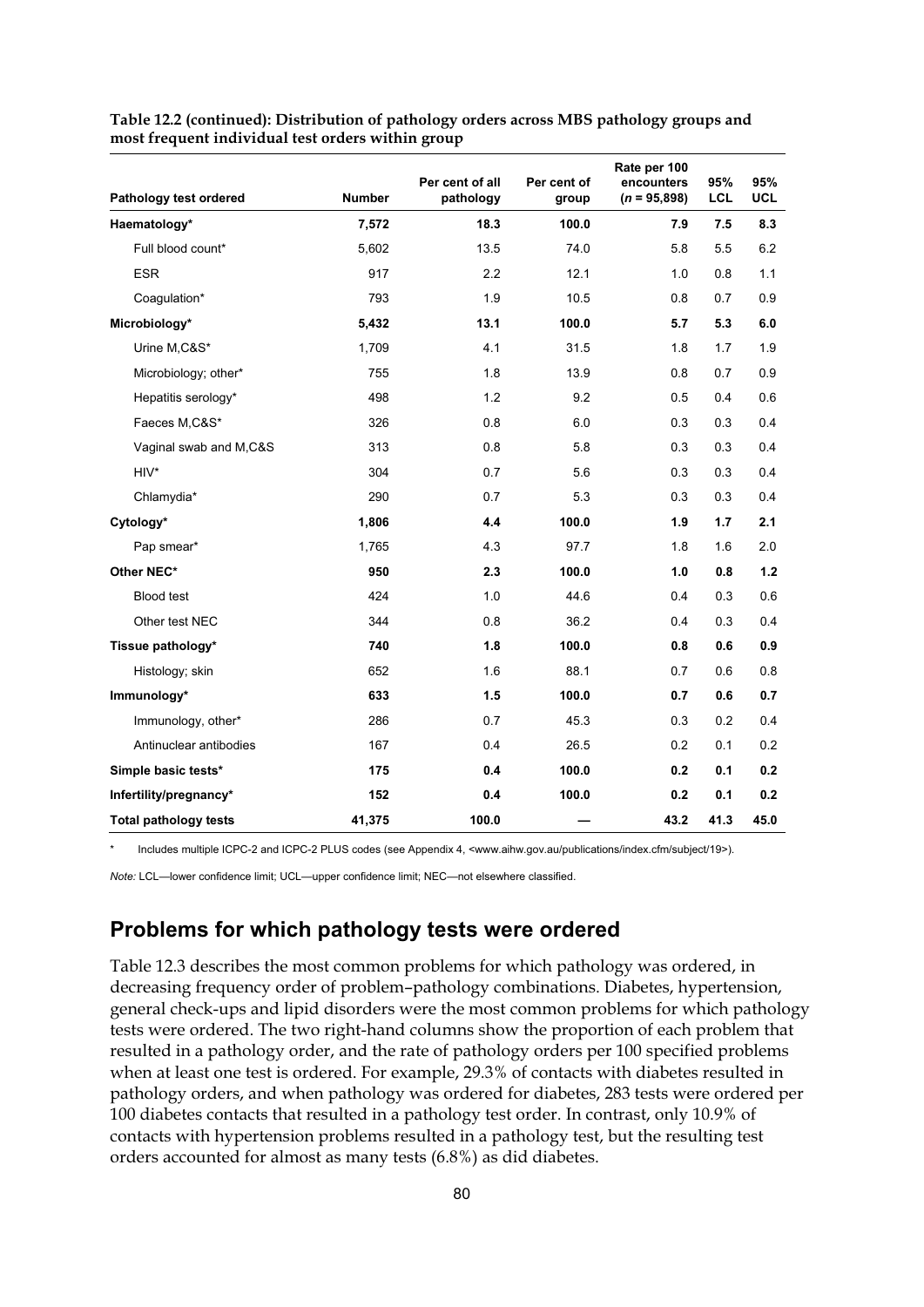**Table 12.2 (continued): Distribution of pathology orders across MBS pathology groups and most frequent individual test orders within group**

| Pathology test ordered | Number | Per cent of all pathology | Per cent of group | Rate per 100 encounters (*n* = 95,898) | 95% LCL | 95% UCL |
|---|---|---|---|---|---|---|
| **Haematology*** | **7,572** | **18.3** | **100.0** | **7.9** | **7.5** | **8.3** |
| Full blood count* | 5,602 | 13.5 | 74.0 | 5.8 | 5.5 | 6.2 |
| ESR | 917 | 2.2 | 12.1 | 1.0 | 0.8 | 1.1 |
| Coagulation* | 793 | 1.9 | 10.5 | 0.8 | 0.7 | 0.9 |
| **Microbiology*** | **5,432** | **13.1** | **100.0** | **5.7** | **5.3** | **6.0** |
| Urine M,C&S* | 1,709 | 4.1 | 31.5 | 1.8 | 1.7 | 1.9 |
| Microbiology; other* | 755 | 1.8 | 13.9 | 0.8 | 0.7 | 0.9 |
| Hepatitis serology* | 498 | 1.2 | 9.2 | 0.5 | 0.4 | 0.6 |
| Faeces M,C&S* | 326 | 0.8 | 6.0 | 0.3 | 0.3 | 0.4 |
| Vaginal swab and M,C&S | 313 | 0.8 | 5.8 | 0.3 | 0.3 | 0.4 |
| HIV* | 304 | 0.7 | 5.6 | 0.3 | 0.3 | 0.4 |
| Chlamydia* | 290 | 0.7 | 5.3 | 0.3 | 0.3 | 0.4 |
| **Cytology*** | **1,806** | **4.4** | **100.0** | **1.9** | **1.7** | **2.1** |
| Pap smear* | 1,765 | 4.3 | 97.7 | 1.8 | 1.6 | 2.0 |
| **Other NEC*** | **950** | **2.3** | **100.0** | **1.0** | **0.8** | **1.2** |
| Blood test | 424 | 1.0 | 44.6 | 0.4 | 0.3 | 0.6 |
| Other test NEC | 344 | 0.8 | 36.2 | 0.4 | 0.3 | 0.4 |
| **Tissue pathology*** | **740** | **1.8** | **100.0** | **0.8** | **0.6** | **0.9** |
| Histology; skin | 652 | 1.6 | 88.1 | 0.7 | 0.6 | 0.8 |
| **Immunology*** | **633** | **1.5** | **100.0** | **0.7** | **0.6** | **0.7** |
| Immunology, other* | 286 | 0.7 | 45.3 | 0.3 | 0.2 | 0.4 |
| Antinuclear antibodies | 167 | 0.4 | 26.5 | 0.2 | 0.1 | 0.2 |
| **Simple basic tests*** | **175** | **0.4** | **100.0** | **0.2** | **0.1** | **0.2** |
| **Infertility/pregnancy*** | **152** | **0.4** | **100.0** | **0.2** | **0.1** | **0.2** |
| **Total pathology tests** | **41,375** | **100.0** | **—** | **43.2** | **41.3** | **45.0** |

\* Includes multiple ICPC-2 and ICPC-2 PLUS codes (see Appendix 4, <www.aihw.gov.au/publications/index.cfm/subject/19>).

*Note:* LCL—lower confidence limit; UCL—upper confidence limit; NEC—not elsewhere classified.

## Problems for which pathology tests were ordered

Table 12.3 describes the most common problems for which pathology was ordered, in decreasing frequency order of problem–pathology combinations. Diabetes, hypertension, general check-ups and lipid disorders were the most common problems for which pathology tests were ordered. The two right-hand columns show the proportion of each problem that resulted in a pathology order, and the rate of pathology orders per 100 specified problems when at least one test is ordered. For example, 29.3% of contacts with diabetes resulted in pathology orders, and when pathology was ordered for diabetes, 283 tests were ordered per 100 diabetes contacts that resulted in a pathology test order. In contrast, only 10.9% of contacts with hypertension problems resulted in a pathology test, but the resulting test orders accounted for almost as many tests (6.8%) as did diabetes.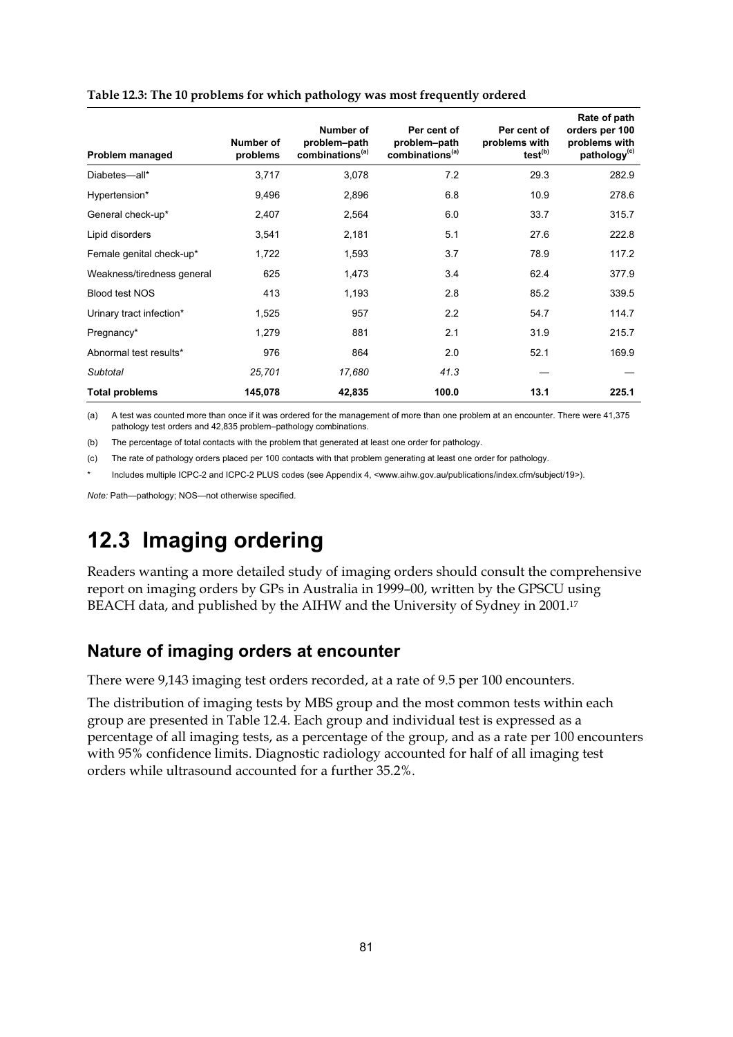**Table 12.3: The 10 problems for which pathology was most frequently ordered**

| Problem managed | Number of problems | Number of problem–path combinations[(a)] | Per cent of problem–path combinations[(a)] | Per cent of problems with test[(b)] | Rate of path orders per 100 problems with pathology[(c)] |
|---|---|---|---|---|---|
| Diabetes—all* | 3,717 | 3,078 | 7.2 | 29.3 | 282.9 |
| Hypertension* | 9,496 | 2,896 | 6.8 | 10.9 | 278.6 |
| General check-up* | 2,407 | 2,564 | 6.0 | 33.7 | 315.7 |
| Lipid disorders | 3,541 | 2,181 | 5.1 | 27.6 | 222.8 |
| Female genital check-up* | 1,722 | 1,593 | 3.7 | 78.9 | 117.2 |
| Weakness/tiredness general | 625 | 1,473 | 3.4 | 62.4 | 377.9 |
| Blood test NOS | 413 | 1,193 | 2.8 | 85.2 | 339.5 |
| Urinary tract infection* | 1,525 | 957 | 2.2 | 54.7 | 114.7 |
| Pregnancy* | 1,279 | 881 | 2.1 | 31.9 | 215.7 |
| Abnormal test results* | 976 | 864 | 2.0 | 52.1 | 169.9 |
| *Subtotal* | *25,701* | *17,680* | *41.3* | — | — |
| **Total problems** | **145,078** | **42,835** | **100.0** | **13.1** | **225.1** |

(a) A test was counted more than once if it was ordered for the management of more than one problem at an encounter. There were 41,375 pathology test orders and 42,835 problem–pathology combinations.

(b) The percentage of total contacts with the problem that generated at least one order for pathology.

(c) The rate of pathology orders placed per 100 contacts with that problem generating at least one order for pathology.

\* Includes multiple ICPC-2 and ICPC-2 PLUS codes (see Appendix 4, <www.aihw.gov.au/publications/index.cfm/subject/19>).

*Note:* Path—pathology; NOS—not otherwise specified.

# 12.3 Imaging ordering

Readers wanting a more detailed study of imaging orders should consult the comprehensive report on imaging orders by GPs in Australia in 1999–00, written by the GPSCU using BEACH data, and published by the AIHW and the University of Sydney in 2001.[17]

## Nature of imaging orders at encounter

There were 9,143 imaging test orders recorded, at a rate of 9.5 per 100 encounters.

The distribution of imaging tests by MBS group and the most common tests within each group are presented in Table 12.4. Each group and individual test is expressed as a percentage of all imaging tests, as a percentage of the group, and as a rate per 100 encounters with 95% confidence limits. Diagnostic radiology accounted for half of all imaging test orders while ultrasound accounted for a further 35.2%.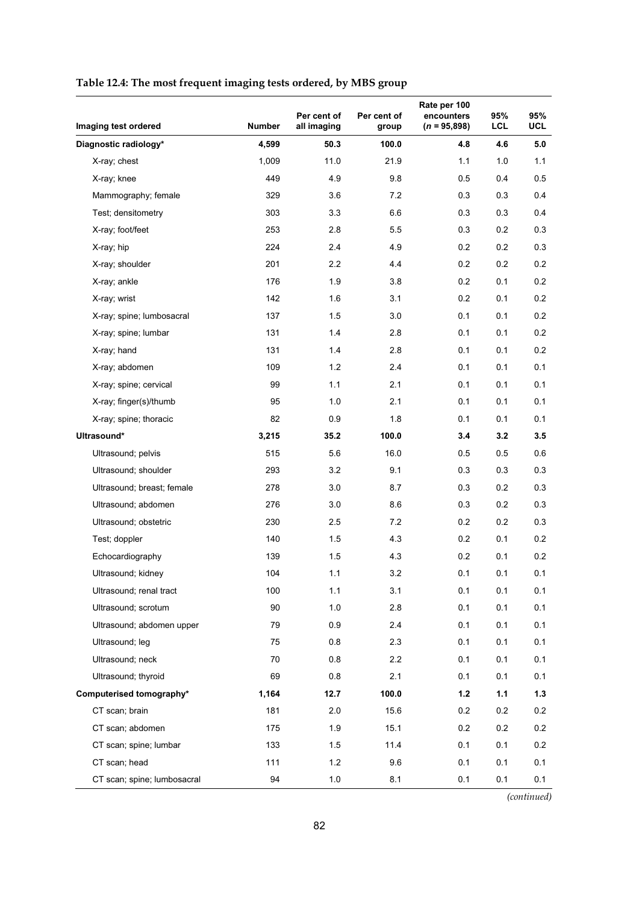**Table 12.4: The most frequent imaging tests ordered, by MBS group**

| Imaging test ordered | Number | Per cent of all imaging | Per cent of group | Rate per 100 encounters ($n$ = 95,898) | 95% LCL | 95% UCL |
|---|---|---|---|---|---|---|
| **Diagnostic radiology*** | **4,599** | **50.3** | **100.0** | **4.8** | **4.6** | **5.0** |
| X-ray; chest | 1,009 | 11.0 | 21.9 | 1.1 | 1.0 | 1.1 |
| X-ray; knee | 449 | 4.9 | 9.8 | 0.5 | 0.4 | 0.5 |
| Mammography; female | 329 | 3.6 | 7.2 | 0.3 | 0.3 | 0.4 |
| Test; densitometry | 303 | 3.3 | 6.6 | 0.3 | 0.3 | 0.4 |
| X-ray; foot/feet | 253 | 2.8 | 5.5 | 0.3 | 0.2 | 0.3 |
| X-ray; hip | 224 | 2.4 | 4.9 | 0.2 | 0.2 | 0.3 |
| X-ray; shoulder | 201 | 2.2 | 4.4 | 0.2 | 0.2 | 0.2 |
| X-ray; ankle | 176 | 1.9 | 3.8 | 0.2 | 0.1 | 0.2 |
| X-ray; wrist | 142 | 1.6 | 3.1 | 0.2 | 0.1 | 0.2 |
| X-ray; spine; lumbosacral | 137 | 1.5 | 3.0 | 0.1 | 0.1 | 0.2 |
| X-ray; spine; lumbar | 131 | 1.4 | 2.8 | 0.1 | 0.1 | 0.2 |
| X-ray; hand | 131 | 1.4 | 2.8 | 0.1 | 0.1 | 0.2 |
| X-ray; abdomen | 109 | 1.2 | 2.4 | 0.1 | 0.1 | 0.1 |
| X-ray; spine; cervical | 99 | 1.1 | 2.1 | 0.1 | 0.1 | 0.1 |
| X-ray; finger(s)/thumb | 95 | 1.0 | 2.1 | 0.1 | 0.1 | 0.1 |
| X-ray; spine; thoracic | 82 | 0.9 | 1.8 | 0.1 | 0.1 | 0.1 |
| **Ultrasound*** | **3,215** | **35.2** | **100.0** | **3.4** | **3.2** | **3.5** |
| Ultrasound; pelvis | 515 | 5.6 | 16.0 | 0.5 | 0.5 | 0.6 |
| Ultrasound; shoulder | 293 | 3.2 | 9.1 | 0.3 | 0.3 | 0.3 |
| Ultrasound; breast; female | 278 | 3.0 | 8.7 | 0.3 | 0.2 | 0.3 |
| Ultrasound; abdomen | 276 | 3.0 | 8.6 | 0.3 | 0.2 | 0.3 |
| Ultrasound; obstetric | 230 | 2.5 | 7.2 | 0.2 | 0.2 | 0.3 |
| Test; doppler | 140 | 1.5 | 4.3 | 0.2 | 0.1 | 0.2 |
| Echocardiography | 139 | 1.5 | 4.3 | 0.2 | 0.1 | 0.2 |
| Ultrasound; kidney | 104 | 1.1 | 3.2 | 0.1 | 0.1 | 0.1 |
| Ultrasound; renal tract | 100 | 1.1 | 3.1 | 0.1 | 0.1 | 0.1 |
| Ultrasound; scrotum | 90 | 1.0 | 2.8 | 0.1 | 0.1 | 0.1 |
| Ultrasound; abdomen upper | 79 | 0.9 | 2.4 | 0.1 | 0.1 | 0.1 |
| Ultrasound; leg | 75 | 0.8 | 2.3 | 0.1 | 0.1 | 0.1 |
| Ultrasound; neck | 70 | 0.8 | 2.2 | 0.1 | 0.1 | 0.1 |
| Ultrasound; thyroid | 69 | 0.8 | 2.1 | 0.1 | 0.1 | 0.1 |
| **Computerised tomography*** | **1,164** | **12.7** | **100.0** | **1.2** | **1.1** | **1.3** |
| CT scan; brain | 181 | 2.0 | 15.6 | 0.2 | 0.2 | 0.2 |
| CT scan; abdomen | 175 | 1.9 | 15.1 | 0.2 | 0.2 | 0.2 |
| CT scan; spine; lumbar | 133 | 1.5 | 11.4 | 0.1 | 0.1 | 0.2 |
| CT scan; head | 111 | 1.2 | 9.6 | 0.1 | 0.1 | 0.1 |
| CT scan; spine; lumbosacral | 94 | 1.0 | 8.1 | 0.1 | 0.1 | 0.1 |

*(continued)*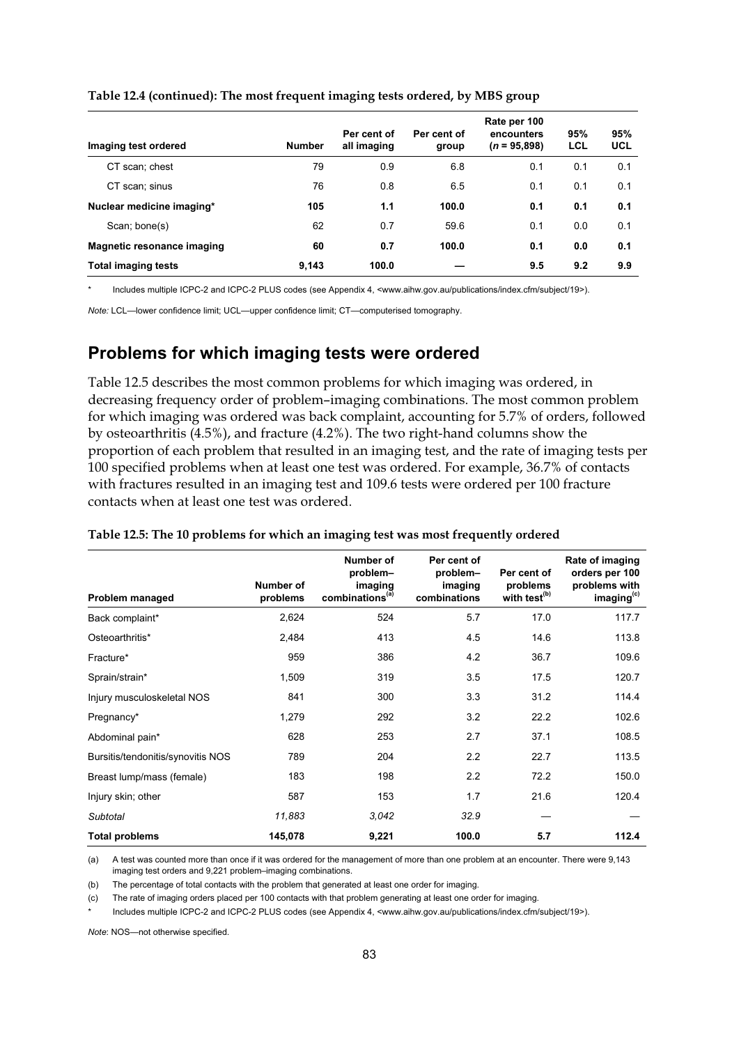**Table 12.4 (continued): The most frequent imaging tests ordered, by MBS group**

| Imaging test ordered | Number | Per cent of all imaging | Per cent of group | Rate per 100 encounters (*n* = 95,898) | 95% LCL | 95% UCL |
|---|---|---|---|---|---|---|
| CT scan; chest | 79 | 0.9 | 6.8 | 0.1 | 0.1 | 0.1 |
| CT scan; sinus | 76 | 0.8 | 6.5 | 0.1 | 0.1 | 0.1 |
| **Nuclear medicine imaging*** | **105** | **1.1** | **100.0** | **0.1** | **0.1** | **0.1** |
| Scan; bone(s) | 62 | 0.7 | 59.6 | 0.1 | 0.0 | 0.1 |
| **Magnetic resonance imaging** | **60** | **0.7** | **100.0** | **0.1** | **0.0** | **0.1** |
| **Total imaging tests** | **9,143** | **100.0** | **—** | **9.5** | **9.2** | **9.9** |

\* Includes multiple ICPC-2 and ICPC-2 PLUS codes (see Appendix 4, <www.aihw.gov.au/publications/index.cfm/subject/19>).

*Note:* LCL—lower confidence limit; UCL—upper confidence limit; CT—computerised tomography.

## Problems for which imaging tests were ordered

Table 12.5 describes the most common problems for which imaging was ordered, in decreasing frequency order of problem–imaging combinations. The most common problem for which imaging was ordered was back complaint, accounting for 5.7% of orders, followed by osteoarthritis (4.5%), and fracture (4.2%). The two right-hand columns show the proportion of each problem that resulted in an imaging test, and the rate of imaging tests per 100 specified problems when at least one test was ordered. For example, 36.7% of contacts with fractures resulted in an imaging test and 109.6 tests were ordered per 100 fracture contacts when at least one test was ordered.

**Table 12.5: The 10 problems for which an imaging test was most frequently ordered**

| Problem managed | Number of problems | Number of problem–imaging combinations[(a)] | Per cent of problem–imaging combinations | Per cent of problems with test[(b)] | Rate of imaging orders per 100 problems with imaging[(c)] |
|---|---|---|---|---|---|
| Back complaint* | 2,624 | 524 | 5.7 | 17.0 | 117.7 |
| Osteoarthritis* | 2,484 | 413 | 4.5 | 14.6 | 113.8 |
| Fracture* | 959 | 386 | 4.2 | 36.7 | 109.6 |
| Sprain/strain* | 1,509 | 319 | 3.5 | 17.5 | 120.7 |
| Injury musculoskeletal NOS | 841 | 300 | 3.3 | 31.2 | 114.4 |
| Pregnancy* | 1,279 | 292 | 3.2 | 22.2 | 102.6 |
| Abdominal pain* | 628 | 253 | 2.7 | 37.1 | 108.5 |
| Bursitis/tendonitis/synovitis NOS | 789 | 204 | 2.2 | 22.7 | 113.5 |
| Breast lump/mass (female) | 183 | 198 | 2.2 | 72.2 | 150.0 |
| Injury skin; other | 587 | 153 | 1.7 | 21.6 | 120.4 |
| *Subtotal* | *11,883* | *3,042* | *32.9* | — | — |
| **Total problems** | **145,078** | **9,221** | **100.0** | **5.7** | **112.4** |

(a) A test was counted more than once if it was ordered for the management of more than one problem at an encounter. There were 9,143 imaging test orders and 9,221 problem–imaging combinations.

(b) The percentage of total contacts with the problem that generated at least one order for imaging.

(c) The rate of imaging orders placed per 100 contacts with that problem generating at least one order for imaging.

\* Includes multiple ICPC-2 and ICPC-2 PLUS codes (see Appendix 4, <www.aihw.gov.au/publications/index.cfm/subject/19>).

*Note*: NOS—not otherwise specified.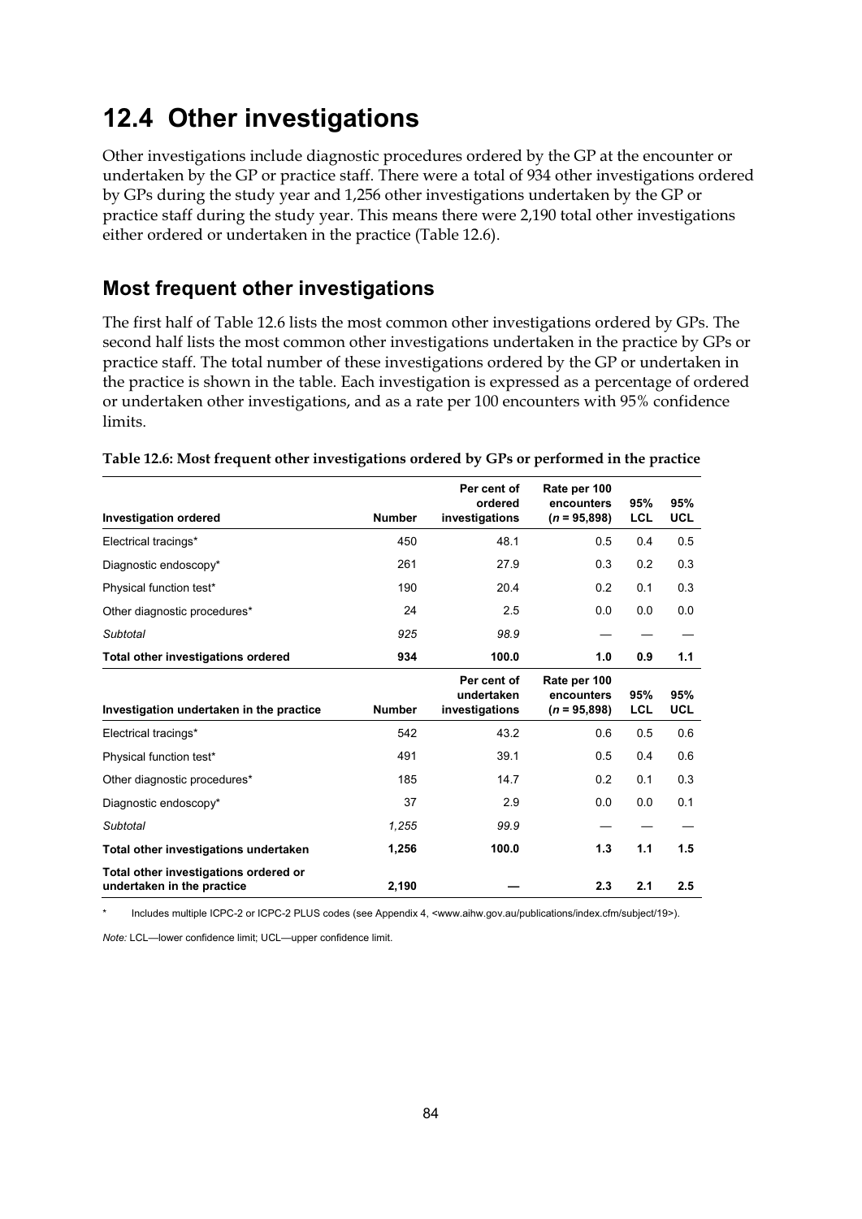## 12.4 Other investigations

Other investigations include diagnostic procedures ordered by the GP at the encounter or undertaken by the GP or practice staff. There were a total of 934 other investigations ordered by GPs during the study year and 1,256 other investigations undertaken by the GP or practice staff during the study year. This means there were 2,190 total other investigations either ordered or undertaken in the practice (Table 12.6).

### Most frequent other investigations

The first half of Table 12.6 lists the most common other investigations ordered by GPs. The second half lists the most common other investigations undertaken in the practice by GPs or practice staff. The total number of these investigations ordered by the GP or undertaken in the practice is shown in the table. Each investigation is expressed as a percentage of ordered or undertaken other investigations, and as a rate per 100 encounters with 95% confidence limits.

**Table 12.6: Most frequent other investigations ordered by GPs or performed in the practice**

| Investigation ordered | Number | Per cent of ordered investigations | Rate per 100 encounters (*n* = 95,898) | 95% LCL | 95% UCL |
|---|---|---|---|---|---|
| Electrical tracings* | 450 | 48.1 | 0.5 | 0.4 | 0.5 |
| Diagnostic endoscopy* | 261 | 27.9 | 0.3 | 0.2 | 0.3 |
| Physical function test* | 190 | 20.4 | 0.2 | 0.1 | 0.3 |
| Other diagnostic procedures* | 24 | 2.5 | 0.0 | 0.0 | 0.0 |
| *Subtotal* | *925* | *98.9* | — | — | — |
| **Total other investigations ordered** | **934** | **100.0** | **1.0** | **0.9** | **1.1** |
| **Investigation undertaken in the practice** | **Number** | **Per cent of undertaken investigations** | **Rate per 100 encounters (*n* = 95,898)** | **95% LCL** | **95% UCL** |
| Electrical tracings* | 542 | 43.2 | 0.6 | 0.5 | 0.6 |
| Physical function test* | 491 | 39.1 | 0.5 | 0.4 | 0.6 |
| Other diagnostic procedures* | 185 | 14.7 | 0.2 | 0.1 | 0.3 |
| Diagnostic endoscopy* | 37 | 2.9 | 0.0 | 0.0 | 0.1 |
| *Subtotal* | *1,255* | *99.9* | — | — | — |
| **Total other investigations undertaken** | **1,256** | **100.0** | **1.3** | **1.1** | **1.5** |
| **Total other investigations ordered or undertaken in the practice** | **2,190** | **—** | **2.3** | **2.1** | **2.5** |

\* Includes multiple ICPC-2 or ICPC-2 PLUS codes (see Appendix 4, <www.aihw.gov.au/publications/index.cfm/subject/19>).

*Note:* LCL—lower confidence limit; UCL—upper confidence limit.